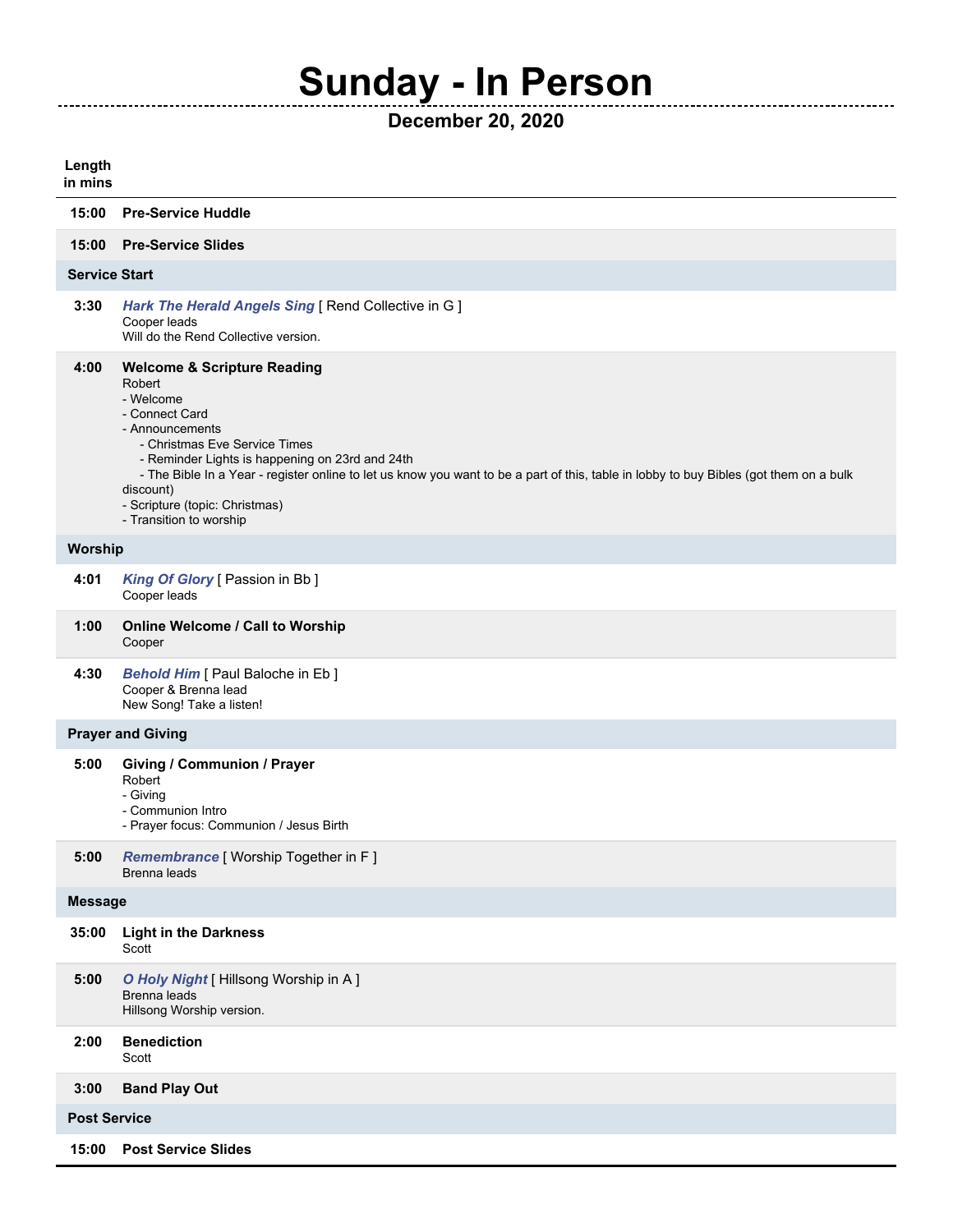# Sunday - In Person

## December 20, 2020

| Length in mins | |
|---|---|
| 15:00 | **Pre-Service Huddle** |
| 15:00 | **Pre-Service Slides** |
| **Service Start** | |
| 3:30 | ***Hark The Herald Angels Sing*** [ Rend Collective in G ]<br>Cooper leads<br>Will do the Rend Collective version. |
| 4:00 | **Welcome & Scripture Reading**<br>Robert<br>- Welcome<br>- Connect Card<br>- Announcements<br>- Christmas Eve Service Times<br>- Reminder Lights is happening on 23rd and 24th<br>- The Bible In a Year - register online to let us know you want to be a part of this, table in lobby to buy Bibles (got them on a bulk discount)<br>- Scripture (topic: Christmas)<br>- Transition to worship |
| **Worship** | |
| 4:01 | ***King Of Glory*** [ Passion in Bb ]<br>Cooper leads |
| 1:00 | **Online Welcome / Call to Worship**<br>Cooper |
| 4:30 | ***Behold Him*** [ Paul Baloche in Eb ]<br>Cooper & Brenna lead<br>New Song! Take a listen! |
| **Prayer and Giving** | |
| 5:00 | **Giving / Communion / Prayer**<br>Robert<br>- Giving<br>- Communion Intro<br>- Prayer focus: Communion / Jesus Birth |
| 5:00 | ***Remembrance*** [ Worship Together in F ]<br>Brenna leads |
| **Message** | |
| 35:00 | **Light in the Darkness**<br>Scott |
| 5:00 | ***O Holy Night*** [ Hillsong Worship in A ]<br>Brenna leads<br>Hillsong Worship version. |
| 2:00 | **Benediction**<br>Scott |
| 3:00 | **Band Play Out** |
| **Post Service** | |
| 15:00 | **Post Service Slides** |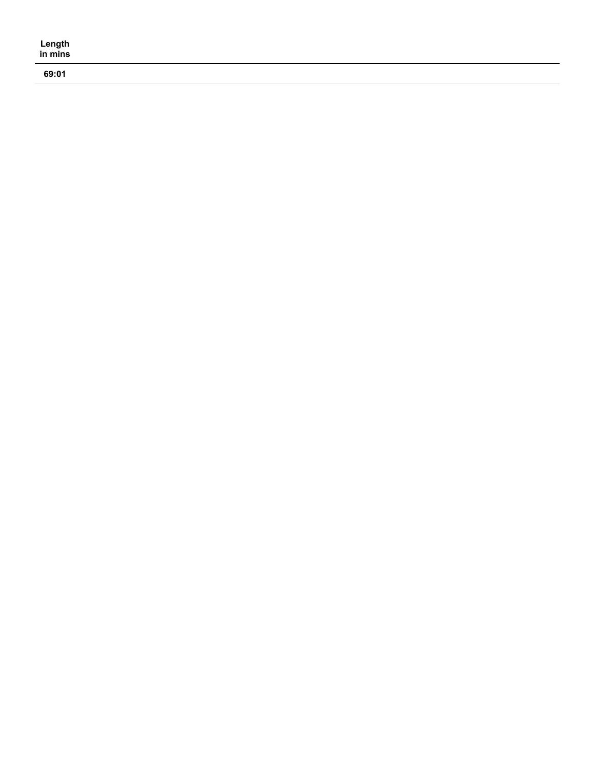| Length in mins |
| --- |
| **69:01** |